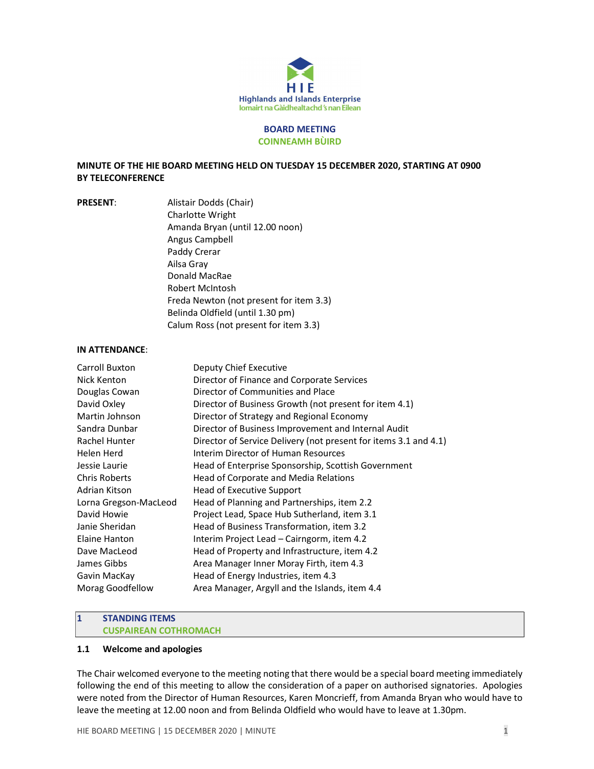Highlands and Islands Enterprise
Iomairt na Gàidhealtachd 's nan Eilean

# BOARD MEETING
# COINNEAMH BÙIRD

**MINUTE OF THE HIE BOARD MEETING HELD ON TUESDAY 15 DECEMBER 2020, STARTING AT 0900 BY TELECONFERENCE**

**PRESENT**:

Alistair Dodds (Chair)
Charlotte Wright
Amanda Bryan (until 12.00 noon)
Angus Campbell
Paddy Crerar
Ailsa Gray
Donald MacRae
Robert McIntosh
Freda Newton (not present for item 3.3)
Belinda Oldfield (until 1.30 pm)
Calum Ross (not present for item 3.3)

**IN ATTENDANCE**:

| | |
|---|---|
| Carroll Buxton | Deputy Chief Executive |
| Nick Kenton | Director of Finance and Corporate Services |
| Douglas Cowan | Director of Communities and Place |
| David Oxley | Director of Business Growth (not present for item 4.1) |
| Martin Johnson | Director of Strategy and Regional Economy |
| Sandra Dunbar | Director of Business Improvement and Internal Audit |
| Rachel Hunter | Director of Service Delivery (not present for items 3.1 and 4.1) |
| Helen Herd | Interim Director of Human Resources |
| Jessie Laurie | Head of Enterprise Sponsorship, Scottish Government |
| Chris Roberts | Head of Corporate and Media Relations |
| Adrian Kitson | Head of Executive Support |
| Lorna Gregson-MacLeod | Head of Planning and Partnerships, item 2.2 |
| David Howie | Project Lead, Space Hub Sutherland, item 3.1 |
| Janie Sheridan | Head of Business Transformation, item 3.2 |
| Elaine Hanton | Interim Project Lead – Cairngorm, item 4.2 |
| Dave MacLeod | Head of Property and Infrastructure, item 4.2 |
| James Gibbs | Area Manager Inner Moray Firth, item 4.3 |
| Gavin MacKay | Head of Energy Industries, item 4.3 |
| Morag Goodfellow | Area Manager, Argyll and the Islands, item 4.4 |

## 1 STANDING ITEMS
## CUSPAIREAN COTHROMACH

### 1.1 Welcome and apologies

The Chair welcomed everyone to the meeting noting that there would be a special board meeting immediately following the end of this meeting to allow the consideration of a paper on authorised signatories. Apologies were noted from the Director of Human Resources, Karen Moncrieff, from Amanda Bryan who would have to leave the meeting at 12.00 noon and from Belinda Oldfield who would have to leave at 1.30pm.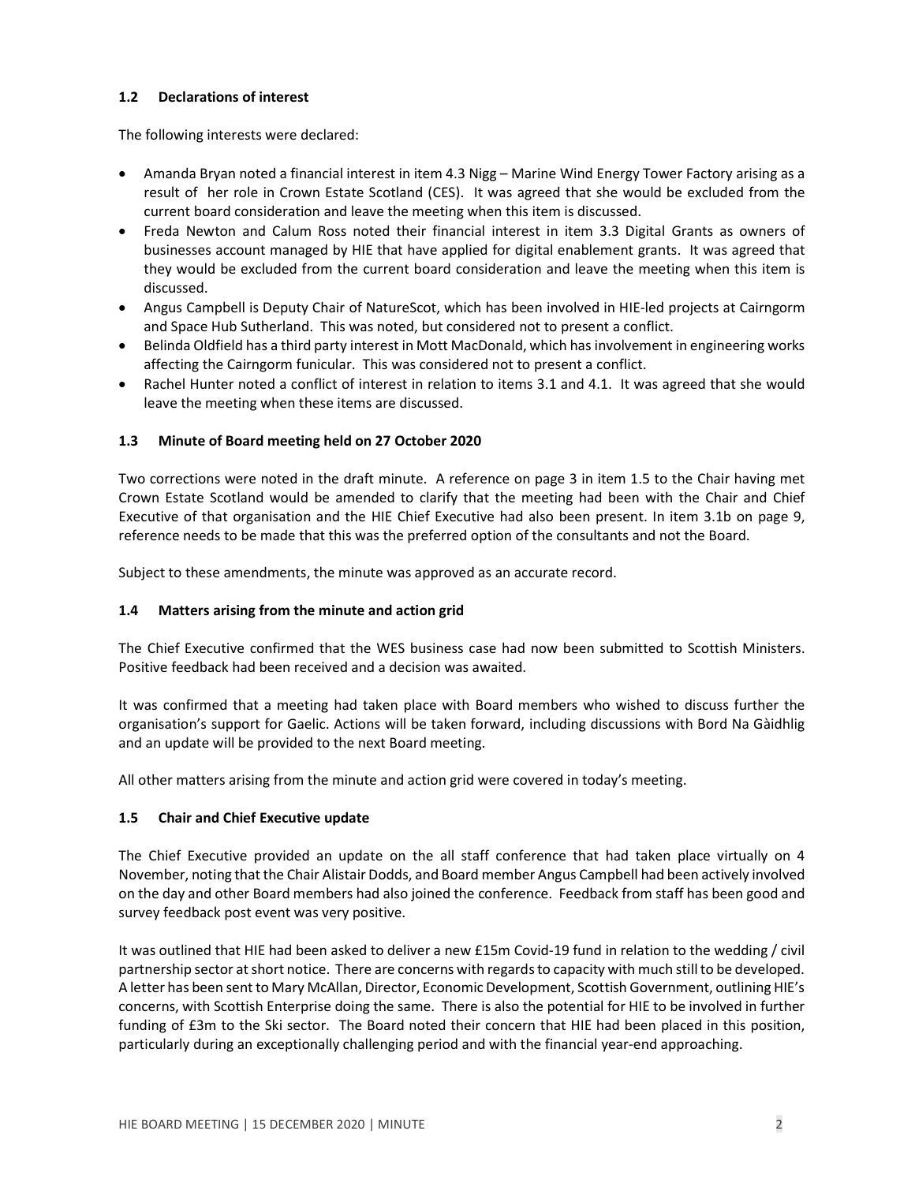### 1.2 Declarations of interest

The following interests were declared:

- Amanda Bryan noted a financial interest in item 4.3 Nigg – Marine Wind Energy Tower Factory arising as a result of her role in Crown Estate Scotland (CES). It was agreed that she would be excluded from the current board consideration and leave the meeting when this item is discussed.
- Freda Newton and Calum Ross noted their financial interest in item 3.3 Digital Grants as owners of businesses account managed by HIE that have applied for digital enablement grants. It was agreed that they would be excluded from the current board consideration and leave the meeting when this item is discussed.
- Angus Campbell is Deputy Chair of NatureScot, which has been involved in HIE-led projects at Cairngorm and Space Hub Sutherland. This was noted, but considered not to present a conflict.
- Belinda Oldfield has a third party interest in Mott MacDonald, which has involvement in engineering works affecting the Cairngorm funicular. This was considered not to present a conflict.
- Rachel Hunter noted a conflict of interest in relation to items 3.1 and 4.1. It was agreed that she would leave the meeting when these items are discussed.

### 1.3 Minute of Board meeting held on 27 October 2020

Two corrections were noted in the draft minute. A reference on page 3 in item 1.5 to the Chair having met Crown Estate Scotland would be amended to clarify that the meeting had been with the Chair and Chief Executive of that organisation and the HIE Chief Executive had also been present. In item 3.1b on page 9, reference needs to be made that this was the preferred option of the consultants and not the Board.

Subject to these amendments, the minute was approved as an accurate record.

### 1.4 Matters arising from the minute and action grid

The Chief Executive confirmed that the WES business case had now been submitted to Scottish Ministers. Positive feedback had been received and a decision was awaited.

It was confirmed that a meeting had taken place with Board members who wished to discuss further the organisation's support for Gaelic. Actions will be taken forward, including discussions with Bord Na Gàidhlig and an update will be provided to the next Board meeting.

All other matters arising from the minute and action grid were covered in today's meeting.

### 1.5 Chair and Chief Executive update

The Chief Executive provided an update on the all staff conference that had taken place virtually on 4 November, noting that the Chair Alistair Dodds, and Board member Angus Campbell had been actively involved on the day and other Board members had also joined the conference. Feedback from staff has been good and survey feedback post event was very positive.

It was outlined that HIE had been asked to deliver a new £15m Covid-19 fund in relation to the wedding / civil partnership sector at short notice. There are concerns with regards to capacity with much still to be developed. A letter has been sent to Mary McAllan, Director, Economic Development, Scottish Government, outlining HIE's concerns, with Scottish Enterprise doing the same. There is also the potential for HIE to be involved in further funding of £3m to the Ski sector. The Board noted their concern that HIE had been placed in this position, particularly during an exceptionally challenging period and with the financial year-end approaching.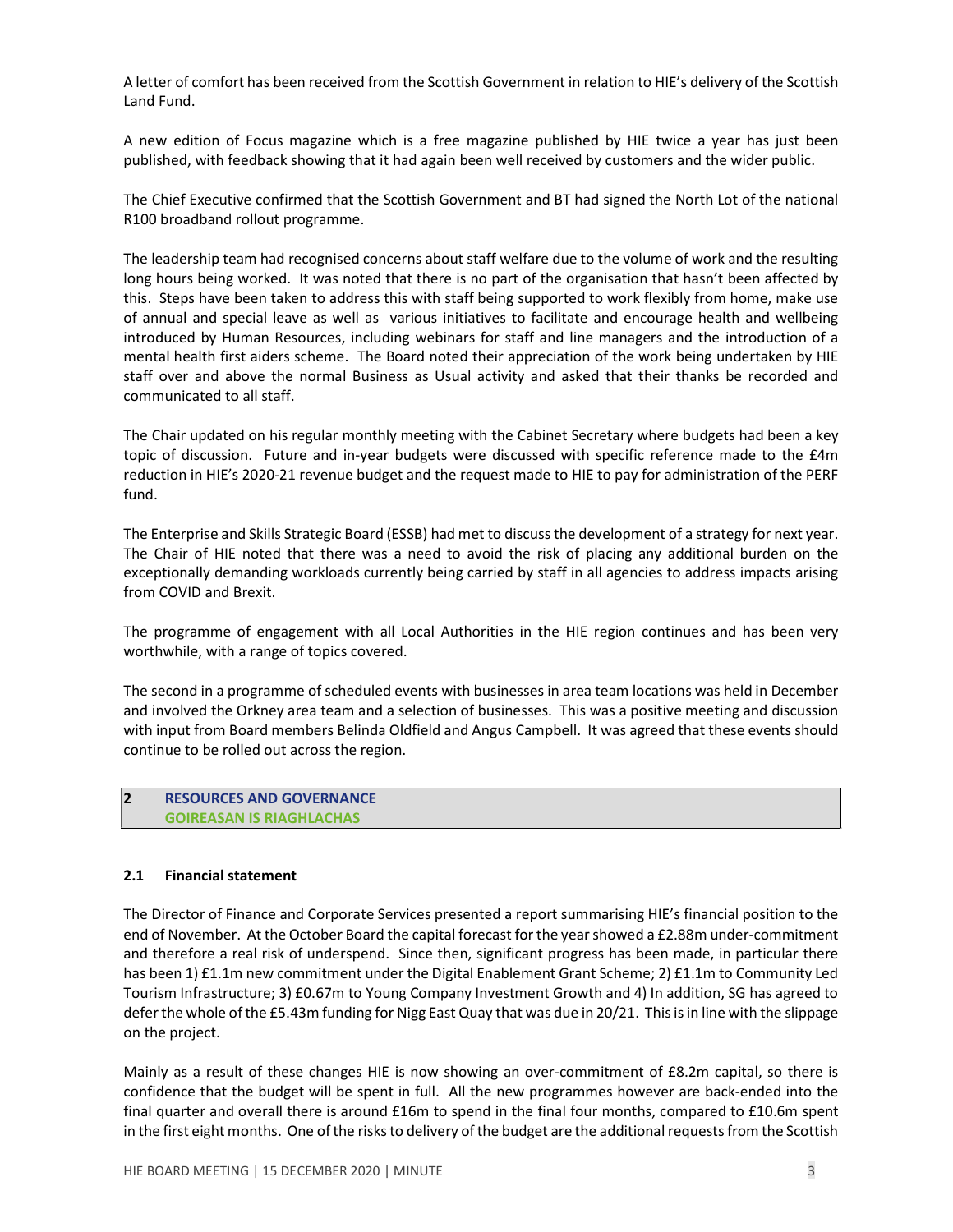A letter of comfort has been received from the Scottish Government in relation to HIE's delivery of the Scottish Land Fund.

A new edition of Focus magazine which is a free magazine published by HIE twice a year has just been published, with feedback showing that it had again been well received by customers and the wider public.

The Chief Executive confirmed that the Scottish Government and BT had signed the North Lot of the national R100 broadband rollout programme.

The leadership team had recognised concerns about staff welfare due to the volume of work and the resulting long hours being worked. It was noted that there is no part of the organisation that hasn't been affected by this. Steps have been taken to address this with staff being supported to work flexibly from home, make use of annual and special leave as well as various initiatives to facilitate and encourage health and wellbeing introduced by Human Resources, including webinars for staff and line managers and the introduction of a mental health first aiders scheme. The Board noted their appreciation of the work being undertaken by HIE staff over and above the normal Business as Usual activity and asked that their thanks be recorded and communicated to all staff.

The Chair updated on his regular monthly meeting with the Cabinet Secretary where budgets had been a key topic of discussion. Future and in-year budgets were discussed with specific reference made to the £4m reduction in HIE's 2020-21 revenue budget and the request made to HIE to pay for administration of the PERF fund.

The Enterprise and Skills Strategic Board (ESSB) had met to discuss the development of a strategy for next year. The Chair of HIE noted that there was a need to avoid the risk of placing any additional burden on the exceptionally demanding workloads currently being carried by staff in all agencies to address impacts arising from COVID and Brexit.

The programme of engagement with all Local Authorities in the HIE region continues and has been very worthwhile, with a range of topics covered.

The second in a programme of scheduled events with businesses in area team locations was held in December and involved the Orkney area team and a selection of businesses. This was a positive meeting and discussion with input from Board members Belinda Oldfield and Angus Campbell. It was agreed that these events should continue to be rolled out across the region.

## 2 RESOURCES AND GOVERNANCE
## GOIREASAN IS RIAGHLACHAS

### 2.1 Financial statement

The Director of Finance and Corporate Services presented a report summarising HIE's financial position to the end of November. At the October Board the capital forecast for the year showed a £2.88m under-commitment and therefore a real risk of underspend. Since then, significant progress has been made, in particular there has been 1) £1.1m new commitment under the Digital Enablement Grant Scheme; 2) £1.1m to Community Led Tourism Infrastructure; 3) £0.67m to Young Company Investment Growth and 4) In addition, SG has agreed to defer the whole of the £5.43m funding for Nigg East Quay that was due in 20/21. This is in line with the slippage on the project.

Mainly as a result of these changes HIE is now showing an over-commitment of £8.2m capital, so there is confidence that the budget will be spent in full. All the new programmes however are back-ended into the final quarter and overall there is around £16m to spend in the final four months, compared to £10.6m spent in the first eight months. One of the risks to delivery of the budget are the additional requests from the Scottish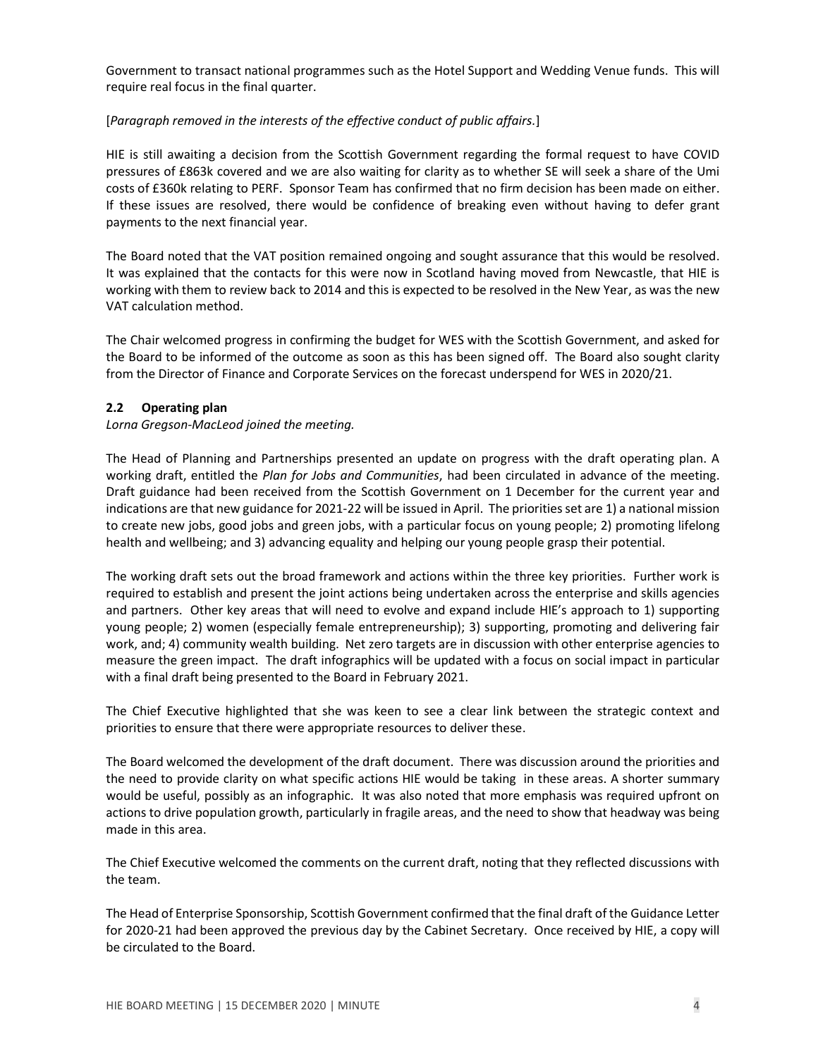Government to transact national programmes such as the Hotel Support and Wedding Venue funds. This will require real focus in the final quarter.

[*Paragraph removed in the interests of the effective conduct of public affairs.*]

HIE is still awaiting a decision from the Scottish Government regarding the formal request to have COVID pressures of £863k covered and we are also waiting for clarity as to whether SE will seek a share of the Umi costs of £360k relating to PERF. Sponsor Team has confirmed that no firm decision has been made on either. If these issues are resolved, there would be confidence of breaking even without having to defer grant payments to the next financial year.

The Board noted that the VAT position remained ongoing and sought assurance that this would be resolved. It was explained that the contacts for this were now in Scotland having moved from Newcastle, that HIE is working with them to review back to 2014 and this is expected to be resolved in the New Year, as was the new VAT calculation method.

The Chair welcomed progress in confirming the budget for WES with the Scottish Government, and asked for the Board to be informed of the outcome as soon as this has been signed off. The Board also sought clarity from the Director of Finance and Corporate Services on the forecast underspend for WES in 2020/21.

### 2.2 Operating plan

*Lorna Gregson-MacLeod joined the meeting.*

The Head of Planning and Partnerships presented an update on progress with the draft operating plan. A working draft, entitled the *Plan for Jobs and Communities*, had been circulated in advance of the meeting. Draft guidance had been received from the Scottish Government on 1 December for the current year and indications are that new guidance for 2021-22 will be issued in April. The priorities set are 1) a national mission to create new jobs, good jobs and green jobs, with a particular focus on young people; 2) promoting lifelong health and wellbeing; and 3) advancing equality and helping our young people grasp their potential.

The working draft sets out the broad framework and actions within the three key priorities. Further work is required to establish and present the joint actions being undertaken across the enterprise and skills agencies and partners. Other key areas that will need to evolve and expand include HIE's approach to 1) supporting young people; 2) women (especially female entrepreneurship); 3) supporting, promoting and delivering fair work, and; 4) community wealth building. Net zero targets are in discussion with other enterprise agencies to measure the green impact. The draft infographics will be updated with a focus on social impact in particular with a final draft being presented to the Board in February 2021.

The Chief Executive highlighted that she was keen to see a clear link between the strategic context and priorities to ensure that there were appropriate resources to deliver these.

The Board welcomed the development of the draft document. There was discussion around the priorities and the need to provide clarity on what specific actions HIE would be taking in these areas. A shorter summary would be useful, possibly as an infographic. It was also noted that more emphasis was required upfront on actions to drive population growth, particularly in fragile areas, and the need to show that headway was being made in this area.

The Chief Executive welcomed the comments on the current draft, noting that they reflected discussions with the team.

The Head of Enterprise Sponsorship, Scottish Government confirmed that the final draft of the Guidance Letter for 2020-21 had been approved the previous day by the Cabinet Secretary. Once received by HIE, a copy will be circulated to the Board.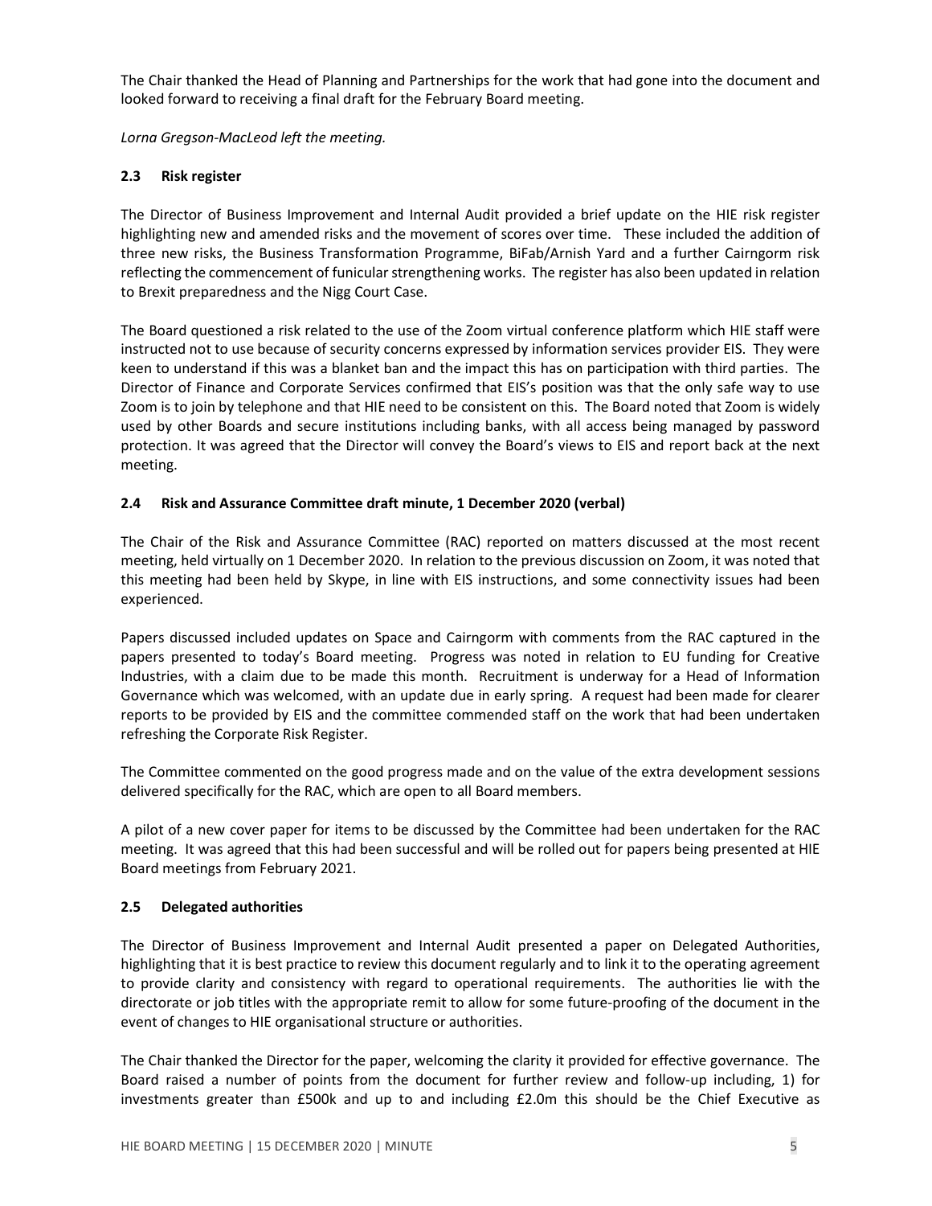The Chair thanked the Head of Planning and Partnerships for the work that had gone into the document and looked forward to receiving a final draft for the February Board meeting.

*Lorna Gregson-MacLeod left the meeting.*

### 2.3 Risk register

The Director of Business Improvement and Internal Audit provided a brief update on the HIE risk register highlighting new and amended risks and the movement of scores over time. These included the addition of three new risks, the Business Transformation Programme, BiFab/Arnish Yard and a further Cairngorm risk reflecting the commencement of funicular strengthening works. The register has also been updated in relation to Brexit preparedness and the Nigg Court Case.

The Board questioned a risk related to the use of the Zoom virtual conference platform which HIE staff were instructed not to use because of security concerns expressed by information services provider EIS. They were keen to understand if this was a blanket ban and the impact this has on participation with third parties. The Director of Finance and Corporate Services confirmed that EIS's position was that the only safe way to use Zoom is to join by telephone and that HIE need to be consistent on this. The Board noted that Zoom is widely used by other Boards and secure institutions including banks, with all access being managed by password protection. It was agreed that the Director will convey the Board's views to EIS and report back at the next meeting.

### 2.4 Risk and Assurance Committee draft minute, 1 December 2020 (verbal)

The Chair of the Risk and Assurance Committee (RAC) reported on matters discussed at the most recent meeting, held virtually on 1 December 2020. In relation to the previous discussion on Zoom, it was noted that this meeting had been held by Skype, in line with EIS instructions, and some connectivity issues had been experienced.

Papers discussed included updates on Space and Cairngorm with comments from the RAC captured in the papers presented to today's Board meeting. Progress was noted in relation to EU funding for Creative Industries, with a claim due to be made this month. Recruitment is underway for a Head of Information Governance which was welcomed, with an update due in early spring. A request had been made for clearer reports to be provided by EIS and the committee commended staff on the work that had been undertaken refreshing the Corporate Risk Register.

The Committee commented on the good progress made and on the value of the extra development sessions delivered specifically for the RAC, which are open to all Board members.

A pilot of a new cover paper for items to be discussed by the Committee had been undertaken for the RAC meeting. It was agreed that this had been successful and will be rolled out for papers being presented at HIE Board meetings from February 2021.

### 2.5 Delegated authorities

The Director of Business Improvement and Internal Audit presented a paper on Delegated Authorities, highlighting that it is best practice to review this document regularly and to link it to the operating agreement to provide clarity and consistency with regard to operational requirements. The authorities lie with the directorate or job titles with the appropriate remit to allow for some future-proofing of the document in the event of changes to HIE organisational structure or authorities.

The Chair thanked the Director for the paper, welcoming the clarity it provided for effective governance. The Board raised a number of points from the document for further review and follow-up including, 1) for investments greater than £500k and up to and including £2.0m this should be the Chief Executive as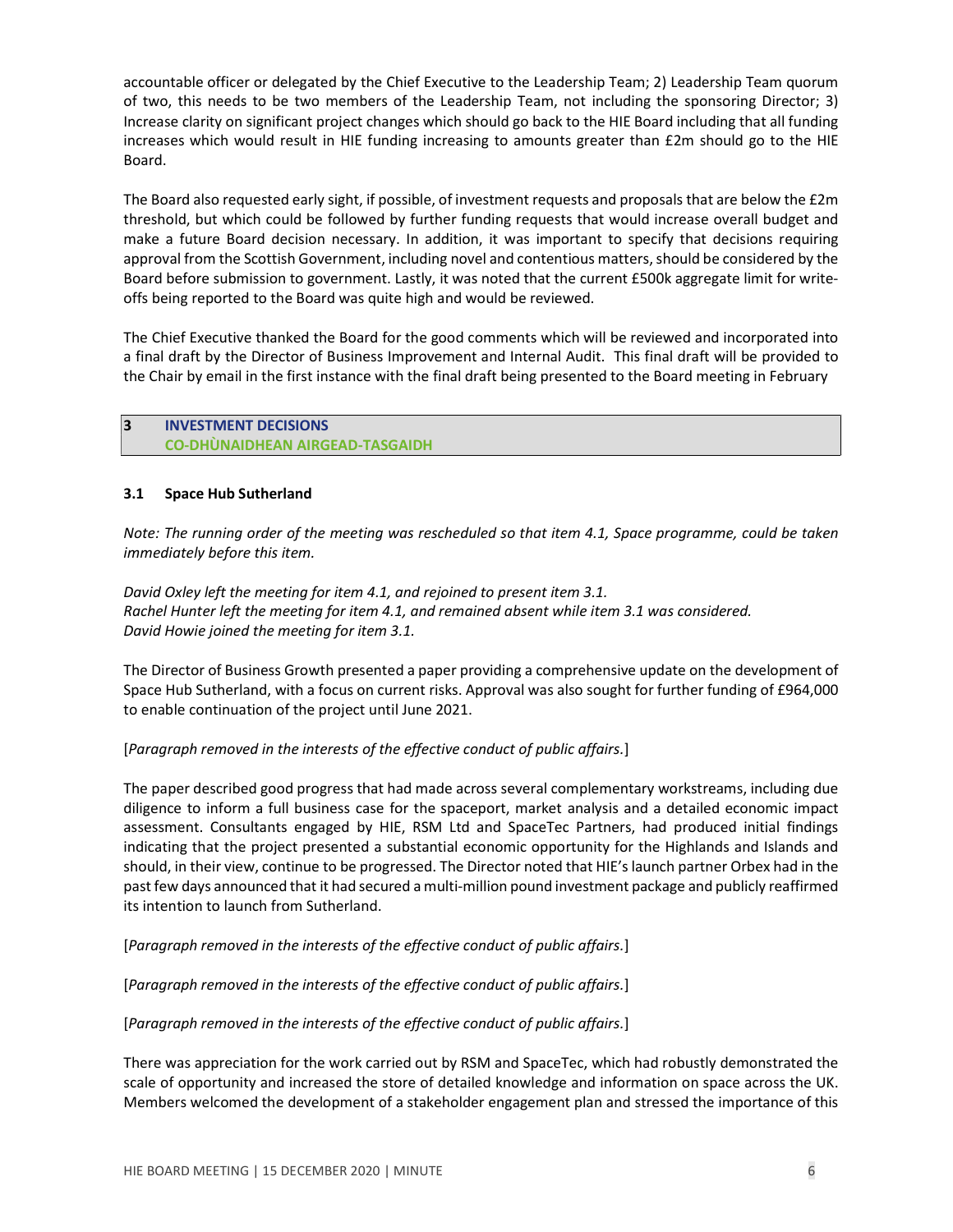accountable officer or delegated by the Chief Executive to the Leadership Team; 2) Leadership Team quorum of two, this needs to be two members of the Leadership Team, not including the sponsoring Director; 3) Increase clarity on significant project changes which should go back to the HIE Board including that all funding increases which would result in HIE funding increasing to amounts greater than £2m should go to the HIE Board.

The Board also requested early sight, if possible, of investment requests and proposals that are below the £2m threshold, but which could be followed by further funding requests that would increase overall budget and make a future Board decision necessary. In addition, it was important to specify that decisions requiring approval from the Scottish Government, including novel and contentious matters, should be considered by the Board before submission to government. Lastly, it was noted that the current £500k aggregate limit for write-offs being reported to the Board was quite high and would be reviewed.

The Chief Executive thanked the Board for the good comments which will be reviewed and incorporated into a final draft by the Director of Business Improvement and Internal Audit. This final draft will be provided to the Chair by email in the first instance with the final draft being presented to the Board meeting in February

## 3 INVESTMENT DECISIONS
## CO-DHÙNAIDHEAN AIRGEAD-TASGAIDH

### 3.1 Space Hub Sutherland

*Note: The running order of the meeting was rescheduled so that item 4.1, Space programme, could be taken immediately before this item.*

*David Oxley left the meeting for item 4.1, and rejoined to present item 3.1.*
*Rachel Hunter left the meeting for item 4.1, and remained absent while item 3.1 was considered.*
*David Howie joined the meeting for item 3.1.*

The Director of Business Growth presented a paper providing a comprehensive update on the development of Space Hub Sutherland, with a focus on current risks. Approval was also sought for further funding of £964,000 to enable continuation of the project until June 2021.

[*Paragraph removed in the interests of the effective conduct of public affairs.*]

The paper described good progress that had made across several complementary workstreams, including due diligence to inform a full business case for the spaceport, market analysis and a detailed economic impact assessment. Consultants engaged by HIE, RSM Ltd and SpaceTec Partners, had produced initial findings indicating that the project presented a substantial economic opportunity for the Highlands and Islands and should, in their view, continue to be progressed. The Director noted that HIE's launch partner Orbex had in the past few days announced that it had secured a multi-million pound investment package and publicly reaffirmed its intention to launch from Sutherland.

[*Paragraph removed in the interests of the effective conduct of public affairs.*]

[*Paragraph removed in the interests of the effective conduct of public affairs.*]

[*Paragraph removed in the interests of the effective conduct of public affairs.*]

There was appreciation for the work carried out by RSM and SpaceTec, which had robustly demonstrated the scale of opportunity and increased the store of detailed knowledge and information on space across the UK. Members welcomed the development of a stakeholder engagement plan and stressed the importance of this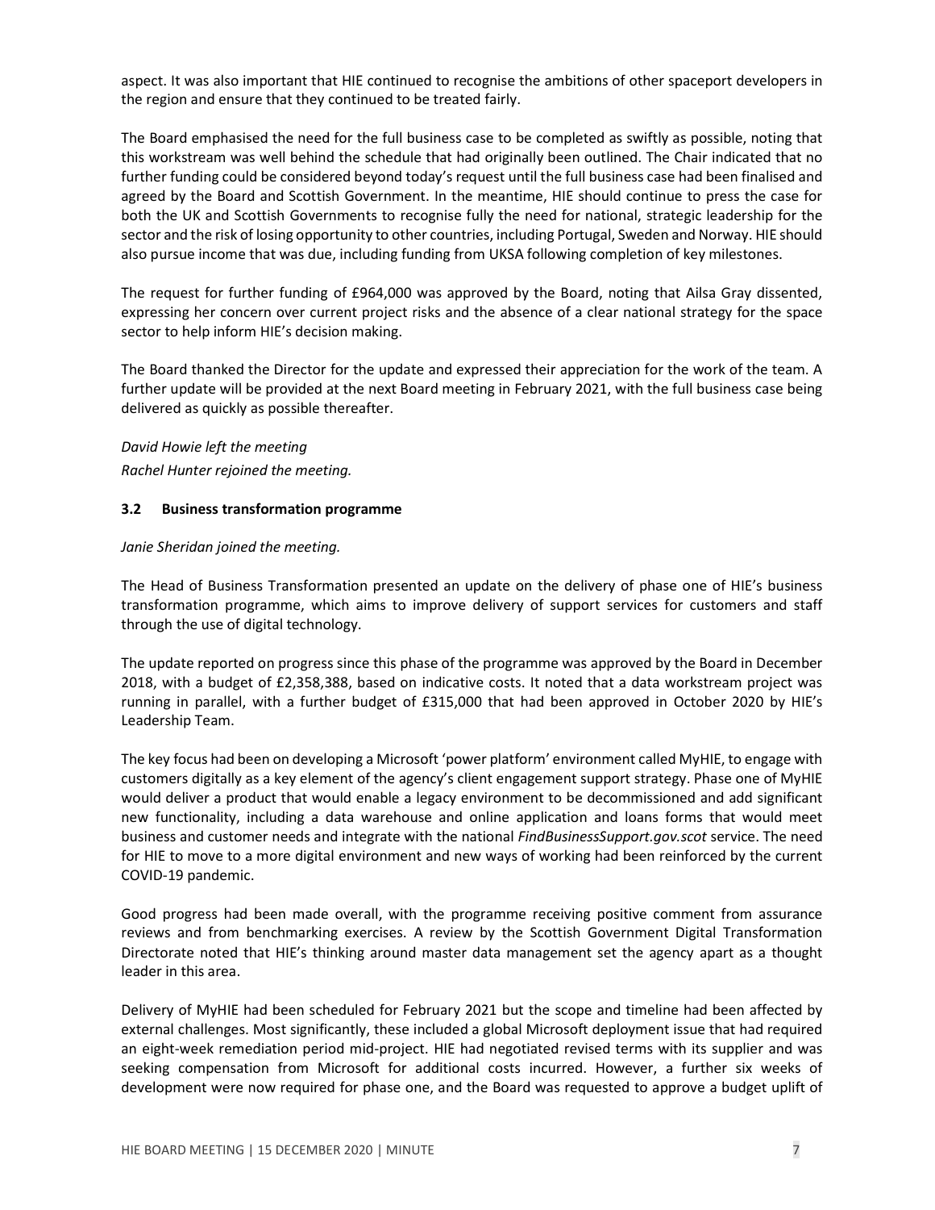aspect. It was also important that HIE continued to recognise the ambitions of other spaceport developers in the region and ensure that they continued to be treated fairly.

The Board emphasised the need for the full business case to be completed as swiftly as possible, noting that this workstream was well behind the schedule that had originally been outlined. The Chair indicated that no further funding could be considered beyond today's request until the full business case had been finalised and agreed by the Board and Scottish Government. In the meantime, HIE should continue to press the case for both the UK and Scottish Governments to recognise fully the need for national, strategic leadership for the sector and the risk of losing opportunity to other countries, including Portugal, Sweden and Norway. HIE should also pursue income that was due, including funding from UKSA following completion of key milestones.

The request for further funding of £964,000 was approved by the Board, noting that Ailsa Gray dissented, expressing her concern over current project risks and the absence of a clear national strategy for the space sector to help inform HIE's decision making.

The Board thanked the Director for the update and expressed their appreciation for the work of the team. A further update will be provided at the next Board meeting in February 2021, with the full business case being delivered as quickly as possible thereafter.

*David Howie left the meeting*

*Rachel Hunter rejoined the meeting.*

### 3.2 Business transformation programme

*Janie Sheridan joined the meeting.*

The Head of Business Transformation presented an update on the delivery of phase one of HIE's business transformation programme, which aims to improve delivery of support services for customers and staff through the use of digital technology.

The update reported on progress since this phase of the programme was approved by the Board in December 2018, with a budget of £2,358,388, based on indicative costs. It noted that a data workstream project was running in parallel, with a further budget of £315,000 that had been approved in October 2020 by HIE's Leadership Team.

The key focus had been on developing a Microsoft 'power platform' environment called MyHIE, to engage with customers digitally as a key element of the agency's client engagement support strategy. Phase one of MyHIE would deliver a product that would enable a legacy environment to be decommissioned and add significant new functionality, including a data warehouse and online application and loans forms that would meet business and customer needs and integrate with the national *FindBusinessSupport.gov.scot* service. The need for HIE to move to a more digital environment and new ways of working had been reinforced by the current COVID-19 pandemic.

Good progress had been made overall, with the programme receiving positive comment from assurance reviews and from benchmarking exercises. A review by the Scottish Government Digital Transformation Directorate noted that HIE's thinking around master data management set the agency apart as a thought leader in this area.

Delivery of MyHIE had been scheduled for February 2021 but the scope and timeline had been affected by external challenges. Most significantly, these included a global Microsoft deployment issue that had required an eight-week remediation period mid-project. HIE had negotiated revised terms with its supplier and was seeking compensation from Microsoft for additional costs incurred. However, a further six weeks of development were now required for phase one, and the Board was requested to approve a budget uplift of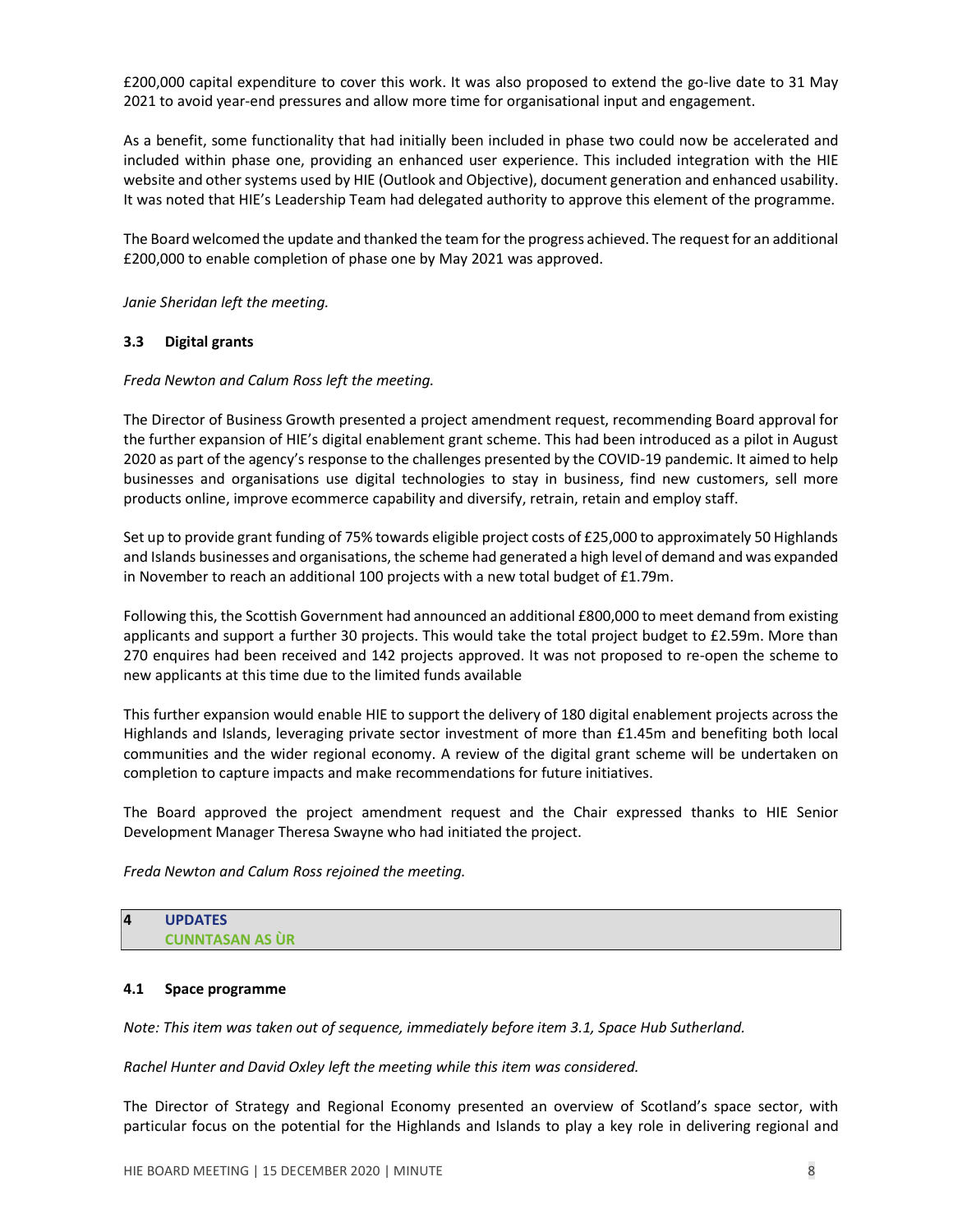£200,000 capital expenditure to cover this work. It was also proposed to extend the go-live date to 31 May 2021 to avoid year-end pressures and allow more time for organisational input and engagement.

As a benefit, some functionality that had initially been included in phase two could now be accelerated and included within phase one, providing an enhanced user experience. This included integration with the HIE website and other systems used by HIE (Outlook and Objective), document generation and enhanced usability. It was noted that HIE's Leadership Team had delegated authority to approve this element of the programme.

The Board welcomed the update and thanked the team for the progress achieved. The request for an additional £200,000 to enable completion of phase one by May 2021 was approved.

*Janie Sheridan left the meeting.*

### 3.3 Digital grants

*Freda Newton and Calum Ross left the meeting.*

The Director of Business Growth presented a project amendment request, recommending Board approval for the further expansion of HIE's digital enablement grant scheme. This had been introduced as a pilot in August 2020 as part of the agency's response to the challenges presented by the COVID-19 pandemic. It aimed to help businesses and organisations use digital technologies to stay in business, find new customers, sell more products online, improve ecommerce capability and diversify, retrain, retain and employ staff.

Set up to provide grant funding of 75% towards eligible project costs of £25,000 to approximately 50 Highlands and Islands businesses and organisations, the scheme had generated a high level of demand and was expanded in November to reach an additional 100 projects with a new total budget of £1.79m.

Following this, the Scottish Government had announced an additional £800,000 to meet demand from existing applicants and support a further 30 projects. This would take the total project budget to £2.59m. More than 270 enquires had been received and 142 projects approved. It was not proposed to re-open the scheme to new applicants at this time due to the limited funds available

This further expansion would enable HIE to support the delivery of 180 digital enablement projects across the Highlands and Islands, leveraging private sector investment of more than £1.45m and benefiting both local communities and the wider regional economy. A review of the digital grant scheme will be undertaken on completion to capture impacts and make recommendations for future initiatives.

The Board approved the project amendment request and the Chair expressed thanks to HIE Senior Development Manager Theresa Swayne who had initiated the project.

*Freda Newton and Calum Ross rejoined the meeting.*

## 4 UPDATES
## CUNNTASAN AS ÙR

### 4.1 Space programme

*Note: This item was taken out of sequence, immediately before item 3.1, Space Hub Sutherland.*

*Rachel Hunter and David Oxley left the meeting while this item was considered.*

The Director of Strategy and Regional Economy presented an overview of Scotland's space sector, with particular focus on the potential for the Highlands and Islands to play a key role in delivering regional and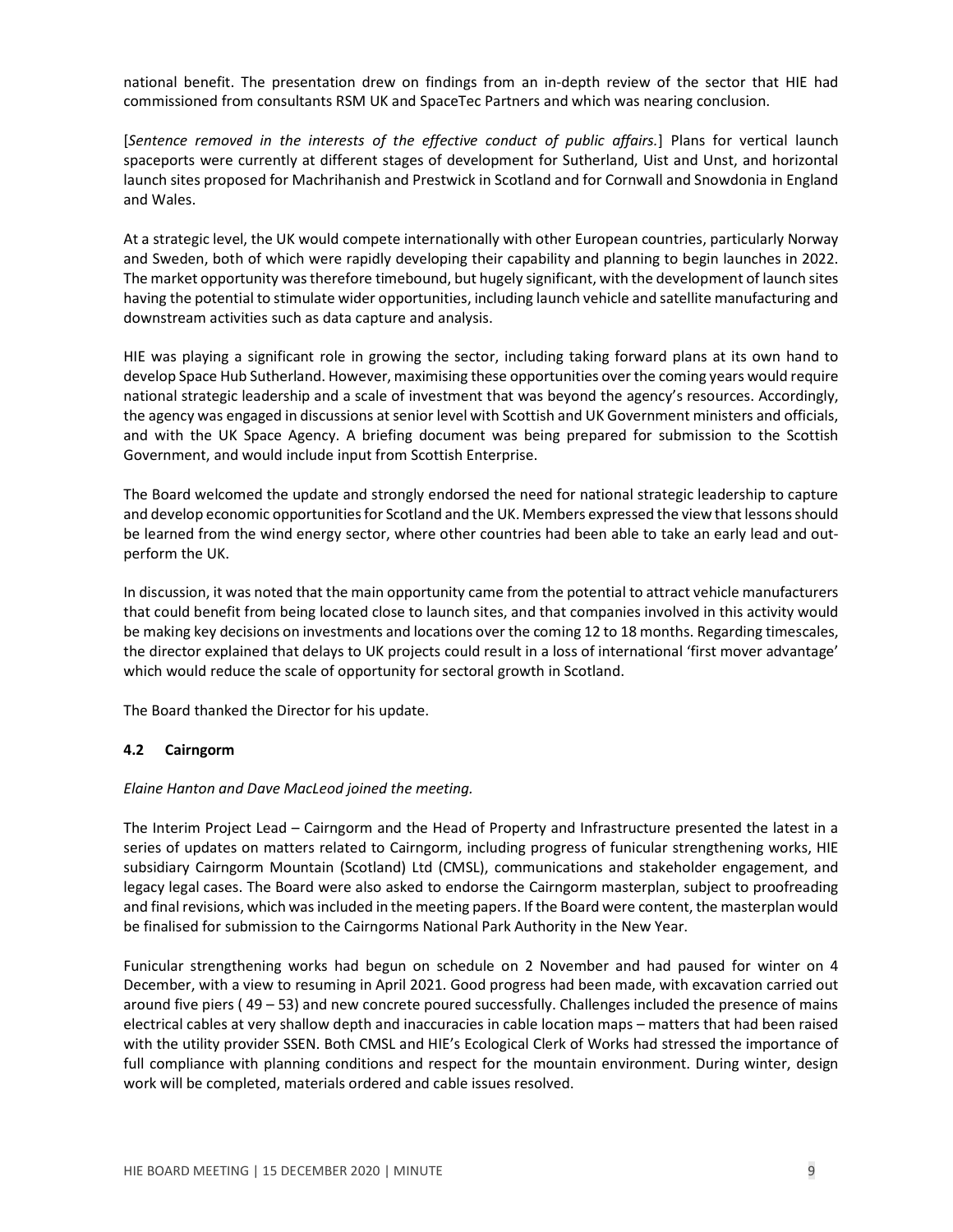national benefit. The presentation drew on findings from an in-depth review of the sector that HIE had commissioned from consultants RSM UK and SpaceTec Partners and which was nearing conclusion.

[*Sentence removed in the interests of the effective conduct of public affairs.*] Plans for vertical launch spaceports were currently at different stages of development for Sutherland, Uist and Unst, and horizontal launch sites proposed for Machrihanish and Prestwick in Scotland and for Cornwall and Snowdonia in England and Wales.

At a strategic level, the UK would compete internationally with other European countries, particularly Norway and Sweden, both of which were rapidly developing their capability and planning to begin launches in 2022. The market opportunity was therefore timebound, but hugely significant, with the development of launch sites having the potential to stimulate wider opportunities, including launch vehicle and satellite manufacturing and downstream activities such as data capture and analysis.

HIE was playing a significant role in growing the sector, including taking forward plans at its own hand to develop Space Hub Sutherland. However, maximising these opportunities over the coming years would require national strategic leadership and a scale of investment that was beyond the agency's resources. Accordingly, the agency was engaged in discussions at senior level with Scottish and UK Government ministers and officials, and with the UK Space Agency. A briefing document was being prepared for submission to the Scottish Government, and would include input from Scottish Enterprise.

The Board welcomed the update and strongly endorsed the need for national strategic leadership to capture and develop economic opportunities for Scotland and the UK. Members expressed the view that lessons should be learned from the wind energy sector, where other countries had been able to take an early lead and out-perform the UK.

In discussion, it was noted that the main opportunity came from the potential to attract vehicle manufacturers that could benefit from being located close to launch sites, and that companies involved in this activity would be making key decisions on investments and locations over the coming 12 to 18 months. Regarding timescales, the director explained that delays to UK projects could result in a loss of international 'first mover advantage' which would reduce the scale of opportunity for sectoral growth in Scotland.

The Board thanked the Director for his update.

### 4.2 Cairngorm

*Elaine Hanton and Dave MacLeod joined the meeting.*

The Interim Project Lead – Cairngorm and the Head of Property and Infrastructure presented the latest in a series of updates on matters related to Cairngorm, including progress of funicular strengthening works, HIE subsidiary Cairngorm Mountain (Scotland) Ltd (CMSL), communications and stakeholder engagement, and legacy legal cases. The Board were also asked to endorse the Cairngorm masterplan, subject to proofreading and final revisions, which was included in the meeting papers. If the Board were content, the masterplan would be finalised for submission to the Cairngorms National Park Authority in the New Year.

Funicular strengthening works had begun on schedule on 2 November and had paused for winter on 4 December, with a view to resuming in April 2021. Good progress had been made, with excavation carried out around five piers ( 49 – 53) and new concrete poured successfully. Challenges included the presence of mains electrical cables at very shallow depth and inaccuracies in cable location maps – matters that had been raised with the utility provider SSEN. Both CMSL and HIE's Ecological Clerk of Works had stressed the importance of full compliance with planning conditions and respect for the mountain environment. During winter, design work will be completed, materials ordered and cable issues resolved.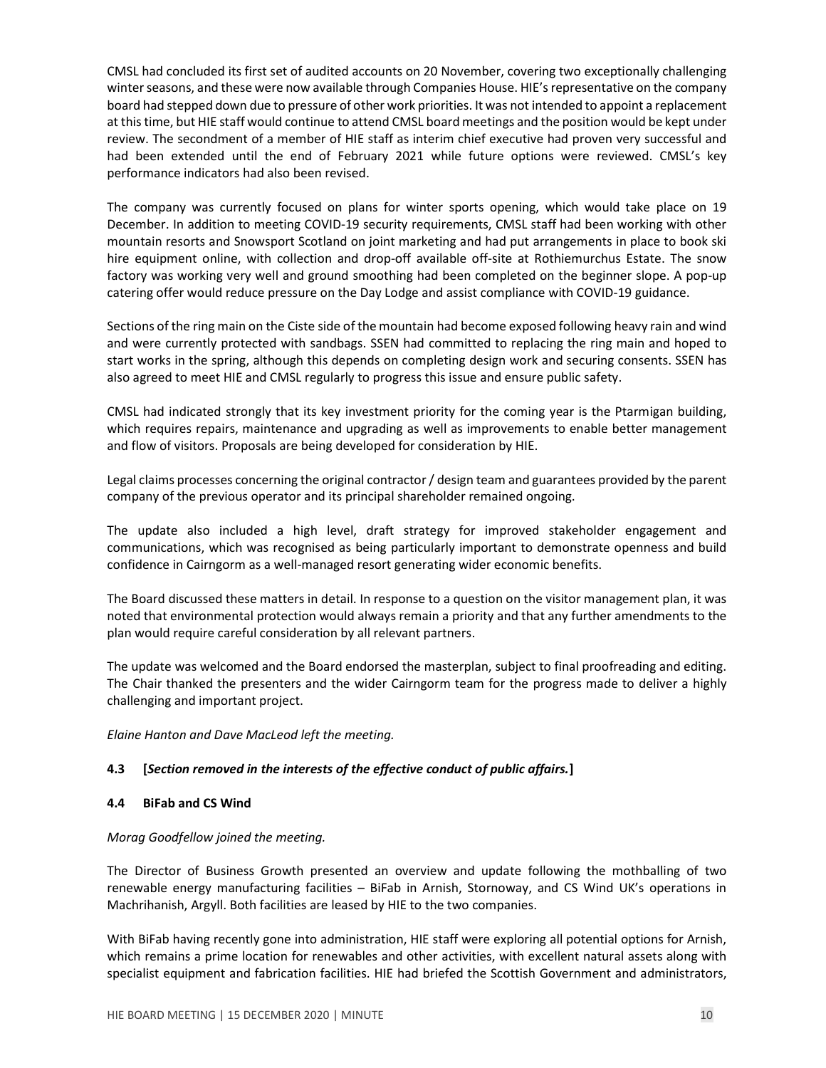CMSL had concluded its first set of audited accounts on 20 November, covering two exceptionally challenging winter seasons, and these were now available through Companies House. HIE's representative on the company board had stepped down due to pressure of other work priorities. It was not intended to appoint a replacement at this time, but HIE staff would continue to attend CMSL board meetings and the position would be kept under review. The secondment of a member of HIE staff as interim chief executive had proven very successful and had been extended until the end of February 2021 while future options were reviewed. CMSL's key performance indicators had also been revised.

The company was currently focused on plans for winter sports opening, which would take place on 19 December. In addition to meeting COVID-19 security requirements, CMSL staff had been working with other mountain resorts and Snowsport Scotland on joint marketing and had put arrangements in place to book ski hire equipment online, with collection and drop-off available off-site at Rothiemurchus Estate. The snow factory was working very well and ground smoothing had been completed on the beginner slope. A pop-up catering offer would reduce pressure on the Day Lodge and assist compliance with COVID-19 guidance.

Sections of the ring main on the Ciste side of the mountain had become exposed following heavy rain and wind and were currently protected with sandbags. SSEN had committed to replacing the ring main and hoped to start works in the spring, although this depends on completing design work and securing consents. SSEN has also agreed to meet HIE and CMSL regularly to progress this issue and ensure public safety.

CMSL had indicated strongly that its key investment priority for the coming year is the Ptarmigan building, which requires repairs, maintenance and upgrading as well as improvements to enable better management and flow of visitors. Proposals are being developed for consideration by HIE.

Legal claims processes concerning the original contractor / design team and guarantees provided by the parent company of the previous operator and its principal shareholder remained ongoing.

The update also included a high level, draft strategy for improved stakeholder engagement and communications, which was recognised as being particularly important to demonstrate openness and build confidence in Cairngorm as a well-managed resort generating wider economic benefits.

The Board discussed these matters in detail. In response to a question on the visitor management plan, it was noted that environmental protection would always remain a priority and that any further amendments to the plan would require careful consideration by all relevant partners.

The update was welcomed and the Board endorsed the masterplan, subject to final proofreading and editing. The Chair thanked the presenters and the wider Cairngorm team for the progress made to deliver a highly challenging and important project.

*Elaine Hanton and Dave MacLeod left the meeting.*

### 4.3 [*Section removed in the interests of the effective conduct of public affairs.*]

### 4.4 BiFab and CS Wind

*Morag Goodfellow joined the meeting.*

The Director of Business Growth presented an overview and update following the mothballing of two renewable energy manufacturing facilities – BiFab in Arnish, Stornoway, and CS Wind UK's operations in Machrihanish, Argyll. Both facilities are leased by HIE to the two companies.

With BiFab having recently gone into administration, HIE staff were exploring all potential options for Arnish, which remains a prime location for renewables and other activities, with excellent natural assets along with specialist equipment and fabrication facilities. HIE had briefed the Scottish Government and administrators,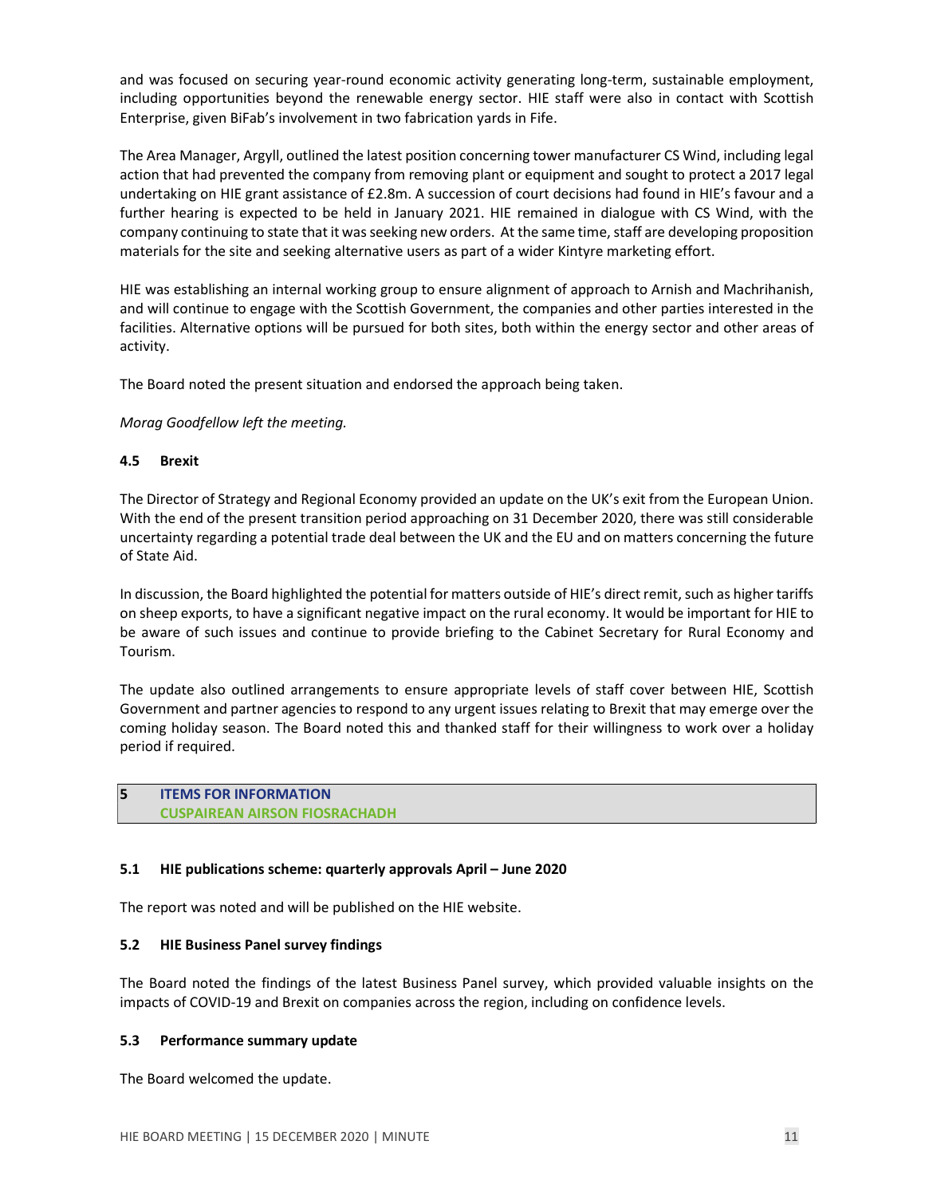and was focused on securing year-round economic activity generating long-term, sustainable employment, including opportunities beyond the renewable energy sector. HIE staff were also in contact with Scottish Enterprise, given BiFab's involvement in two fabrication yards in Fife.

The Area Manager, Argyll, outlined the latest position concerning tower manufacturer CS Wind, including legal action that had prevented the company from removing plant or equipment and sought to protect a 2017 legal undertaking on HIE grant assistance of £2.8m. A succession of court decisions had found in HIE's favour and a further hearing is expected to be held in January 2021. HIE remained in dialogue with CS Wind, with the company continuing to state that it was seeking new orders. At the same time, staff are developing proposition materials for the site and seeking alternative users as part of a wider Kintyre marketing effort.

HIE was establishing an internal working group to ensure alignment of approach to Arnish and Machrihanish, and will continue to engage with the Scottish Government, the companies and other parties interested in the facilities. Alternative options will be pursued for both sites, both within the energy sector and other areas of activity.

The Board noted the present situation and endorsed the approach being taken.

*Morag Goodfellow left the meeting.*

### 4.5 Brexit

The Director of Strategy and Regional Economy provided an update on the UK's exit from the European Union. With the end of the present transition period approaching on 31 December 2020, there was still considerable uncertainty regarding a potential trade deal between the UK and the EU and on matters concerning the future of State Aid.

In discussion, the Board highlighted the potential for matters outside of HIE's direct remit, such as higher tariffs on sheep exports, to have a significant negative impact on the rural economy. It would be important for HIE to be aware of such issues and continue to provide briefing to the Cabinet Secretary for Rural Economy and Tourism.

The update also outlined arrangements to ensure appropriate levels of staff cover between HIE, Scottish Government and partner agencies to respond to any urgent issues relating to Brexit that may emerge over the coming holiday season. The Board noted this and thanked staff for their willingness to work over a holiday period if required.

## 5 ITEMS FOR INFORMATION
## CUSPAIREAN AIRSON FIOSRACHADH

### 5.1 HIE publications scheme: quarterly approvals April – June 2020

The report was noted and will be published on the HIE website.

### 5.2 HIE Business Panel survey findings

The Board noted the findings of the latest Business Panel survey, which provided valuable insights on the impacts of COVID-19 and Brexit on companies across the region, including on confidence levels.

### 5.3 Performance summary update

The Board welcomed the update.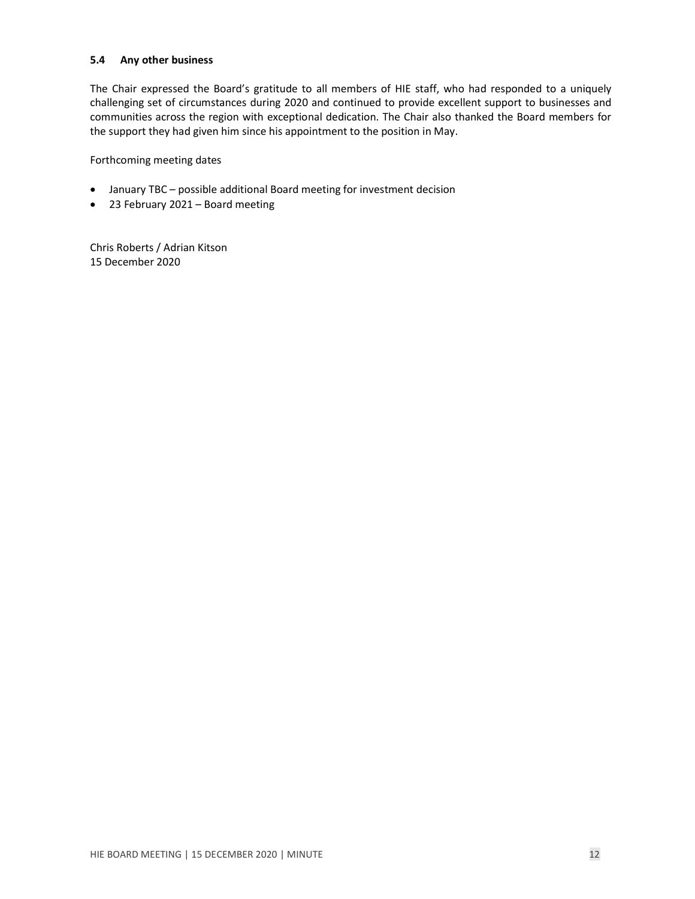### 5.4 Any other business

The Chair expressed the Board's gratitude to all members of HIE staff, who had responded to a uniquely challenging set of circumstances during 2020 and continued to provide excellent support to businesses and communities across the region with exceptional dedication. The Chair also thanked the Board members for the support they had given him since his appointment to the position in May.

Forthcoming meeting dates

- January TBC – possible additional Board meeting for investment decision
- 23 February 2021 – Board meeting

Chris Roberts / Adrian Kitson
15 December 2020